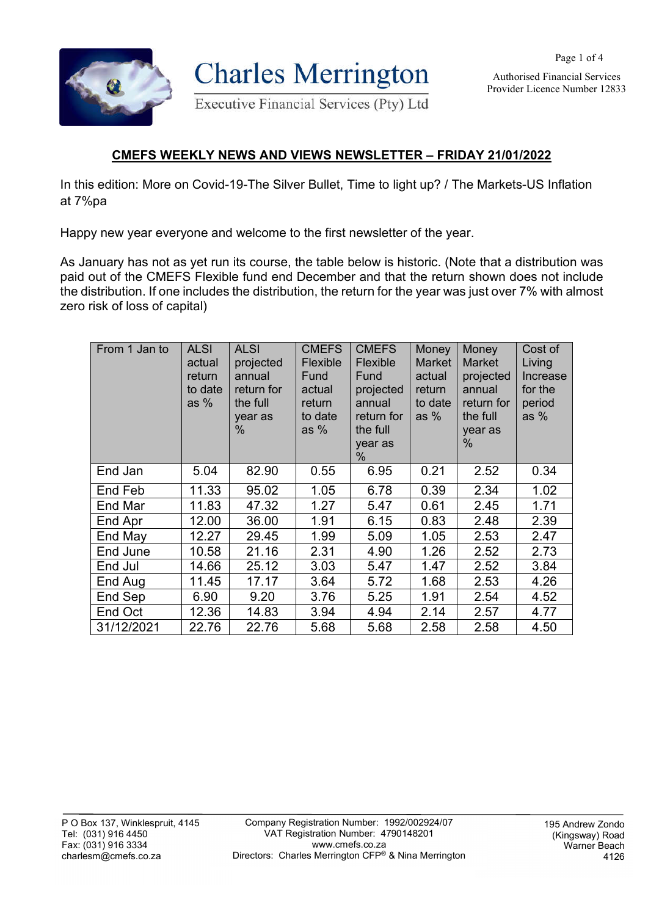Charles Merrington

Executive Financial Services (Pty) Ltd

Authorised Financial Services Provider Licence Number 12833

## CMEFS WEEKLY NEWS AND VIEWS NEWSLETTER – FRIDAY 21/01/2022

In this edition: More on Covid-19-The Silver Bullet, Time to light up? / The Markets-US Inflation at 7%pa

Happy new year everyone and welcome to the first newsletter of the year.

As January has not as yet run its course, the table below is historic. (Note that a distribution was paid out of the CMEFS Flexible fund end December and that the return shown does not include the distribution. If one includes the distribution, the return for the year was just over 7% with almost zero risk of loss of capital)

| From 1 Jan to | ALSI actual return to date as % | ALSI projected annual return for the full year as % | CMEFS Flexible Fund actual return to date as % | CMEFS Flexible Fund projected annual return for the full year as % | Money Market actual return to date as % | Money Market projected annual return for the full year as % | Cost of Living Increase for the period as % |
|---|---|---|---|---|---|---|---|
| End Jan | 5.04 | 82.90 | 0.55 | 6.95 | 0.21 | 2.52 | 0.34 |
| End Feb | 11.33 | 95.02 | 1.05 | 6.78 | 0.39 | 2.34 | 1.02 |
| End Mar | 11.83 | 47.32 | 1.27 | 5.47 | 0.61 | 2.45 | 1.71 |
| End Apr | 12.00 | 36.00 | 1.91 | 6.15 | 0.83 | 2.48 | 2.39 |
| End May | 12.27 | 29.45 | 1.99 | 5.09 | 1.05 | 2.53 | 2.47 |
| End June | 10.58 | 21.16 | 2.31 | 4.90 | 1.26 | 2.52 | 2.73 |
| End Jul | 14.66 | 25.12 | 3.03 | 5.47 | 1.47 | 2.52 | 3.84 |
| End Aug | 11.45 | 17.17 | 3.64 | 5.72 | 1.68 | 2.53 | 4.26 |
| End Sep | 6.90 | 9.20 | 3.76 | 5.25 | 1.91 | 2.54 | 4.52 |
| End Oct | 12.36 | 14.83 | 3.94 | 4.94 | 2.14 | 2.57 | 4.77 |
| 31/12/2021 | 22.76 | 22.76 | 5.68 | 5.68 | 2.58 | 2.58 | 4.50 |

P O Box 137, Winklespruit, 4145
Tel: (031) 916 4450
Fax: (031) 916 3334
charlesm@cmefs.co.za

Company Registration Number: 1992/002924/07
VAT Registration Number: 4790148201
www.cmefs.co.za
Directors: Charles Merrington CFP® & Nina Merrington

195 Andrew Zondo (Kingsway) Road
Warner Beach
4126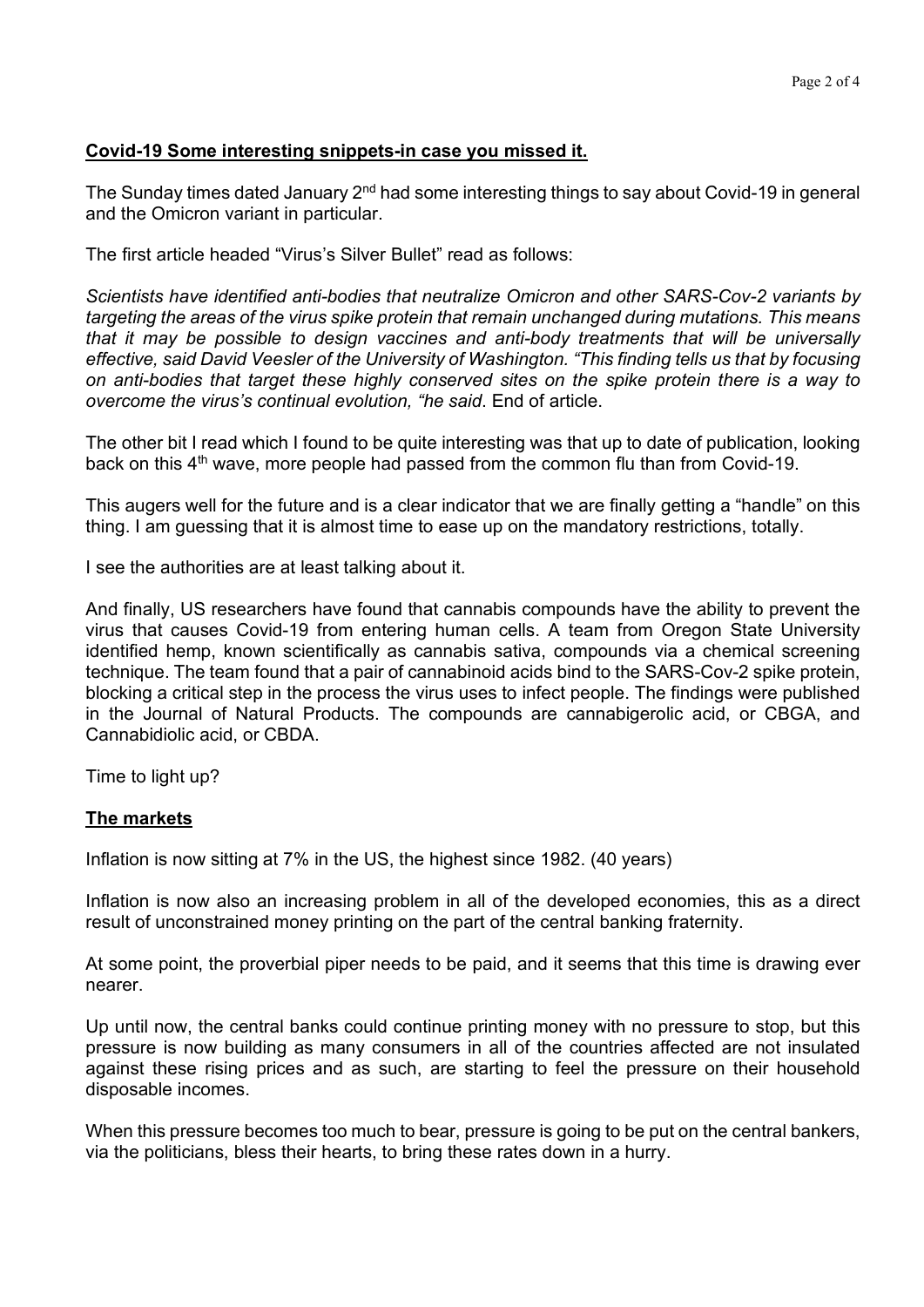**Covid-19 Some interesting snippets-in case you missed it.**

The Sunday times dated January 2nd had some interesting things to say about Covid-19 in general and the Omicron variant in particular.

The first article headed "Virus's Silver Bullet" read as follows:

*Scientists have identified anti-bodies that neutralize Omicron and other SARS-Cov-2 variants by targeting the areas of the virus spike protein that remain unchanged during mutations. This means that it may be possible to design vaccines and anti-body treatments that will be universally effective, said David Veesler of the University of Washington. "This finding tells us that by focusing on anti-bodies that target these highly conserved sites on the spike protein there is a way to overcome the virus's continual evolution, "he said*. End of article.

The other bit I read which I found to be quite interesting was that up to date of publication, looking back on this 4th wave, more people had passed from the common flu than from Covid-19.

This augers well for the future and is a clear indicator that we are finally getting a "handle" on this thing. I am guessing that it is almost time to ease up on the mandatory restrictions, totally.

I see the authorities are at least talking about it.

And finally, US researchers have found that cannabis compounds have the ability to prevent the virus that causes Covid-19 from entering human cells. A team from Oregon State University identified hemp, known scientifically as cannabis sativa, compounds via a chemical screening technique. The team found that a pair of cannabinoid acids bind to the SARS-Cov-2 spike protein, blocking a critical step in the process the virus uses to infect people. The findings were published in the Journal of Natural Products. The compounds are cannabigerolic acid, or CBGA, and Cannabidiolic acid, or CBDA.

Time to light up?

**The markets**

Inflation is now sitting at 7% in the US, the highest since 1982. (40 years)

Inflation is now also an increasing problem in all of the developed economies, this as a direct result of unconstrained money printing on the part of the central banking fraternity.

At some point, the proverbial piper needs to be paid, and it seems that this time is drawing ever nearer.

Up until now, the central banks could continue printing money with no pressure to stop, but this pressure is now building as many consumers in all of the countries affected are not insulated against these rising prices and as such, are starting to feel the pressure on their household disposable incomes.

When this pressure becomes too much to bear, pressure is going to be put on the central bankers, via the politicians, bless their hearts, to bring these rates down in a hurry.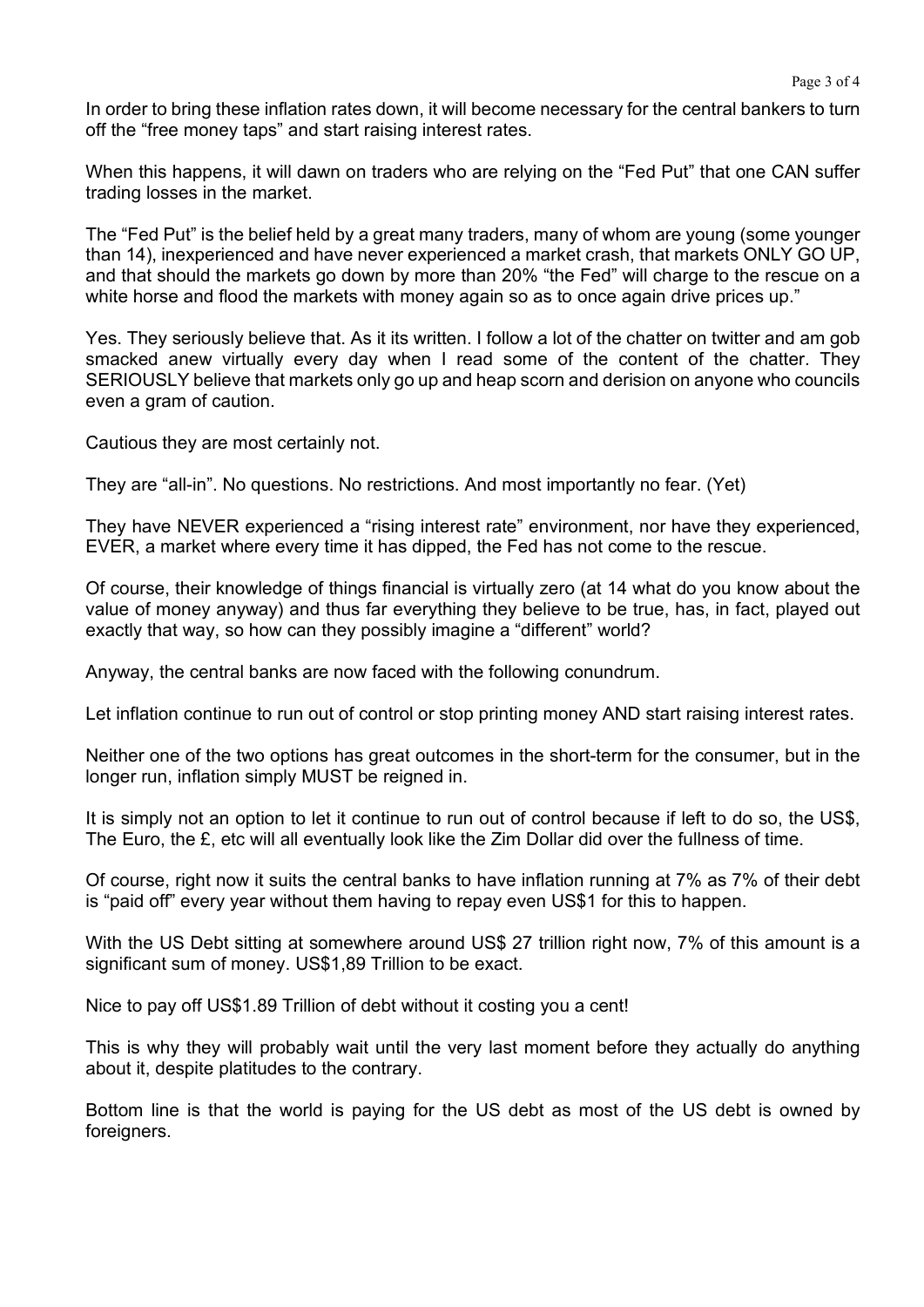In order to bring these inflation rates down, it will become necessary for the central bankers to turn off the "free money taps" and start raising interest rates.

When this happens, it will dawn on traders who are relying on the "Fed Put" that one CAN suffer trading losses in the market.

The "Fed Put" is the belief held by a great many traders, many of whom are young (some younger than 14), inexperienced and have never experienced a market crash, that markets ONLY GO UP, and that should the markets go down by more than 20% "the Fed" will charge to the rescue on a white horse and flood the markets with money again so as to once again drive prices up."

Yes. They seriously believe that. As it its written. I follow a lot of the chatter on twitter and am gob smacked anew virtually every day when I read some of the content of the chatter. They SERIOUSLY believe that markets only go up and heap scorn and derision on anyone who councils even a gram of caution.

Cautious they are most certainly not.

They are "all-in". No questions. No restrictions. And most importantly no fear. (Yet)

They have NEVER experienced a "rising interest rate" environment, nor have they experienced, EVER, a market where every time it has dipped, the Fed has not come to the rescue.

Of course, their knowledge of things financial is virtually zero (at 14 what do you know about the value of money anyway) and thus far everything they believe to be true, has, in fact, played out exactly that way, so how can they possibly imagine a "different" world?

Anyway, the central banks are now faced with the following conundrum.

Let inflation continue to run out of control or stop printing money AND start raising interest rates.

Neither one of the two options has great outcomes in the short-term for the consumer, but in the longer run, inflation simply MUST be reigned in.

It is simply not an option to let it continue to run out of control because if left to do so, the US$, The Euro, the £, etc will all eventually look like the Zim Dollar did over the fullness of time.

Of course, right now it suits the central banks to have inflation running at 7% as 7% of their debt is "paid off" every year without them having to repay even US$1 for this to happen.

With the US Debt sitting at somewhere around US$ 27 trillion right now, 7% of this amount is a significant sum of money. US$1,89 Trillion to be exact.

Nice to pay off US$1.89 Trillion of debt without it costing you a cent!

This is why they will probably wait until the very last moment before they actually do anything about it, despite platitudes to the contrary.

Bottom line is that the world is paying for the US debt as most of the US debt is owned by foreigners.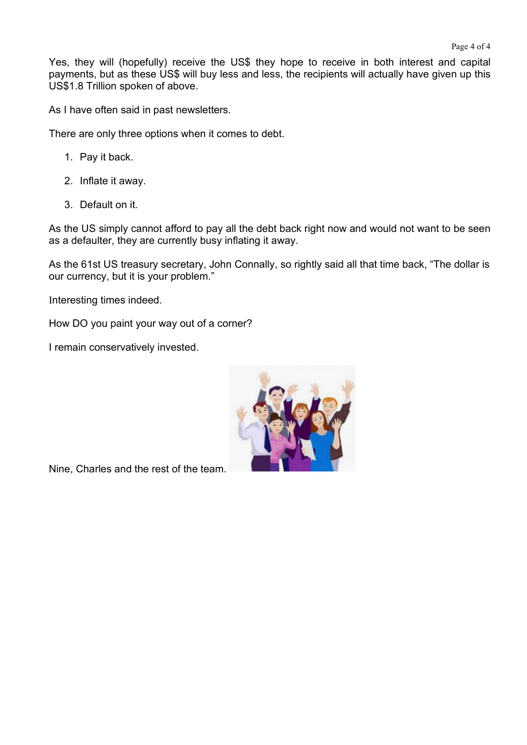Yes, they will (hopefully) receive the US$ they hope to receive in both interest and capital payments, but as these US$ will buy less and less, the recipients will actually have given up this US$1.8 Trillion spoken of above.

As I have often said in past newsletters.

There are only three options when it comes to debt.

1. Pay it back.
2. Inflate it away.
3. Default on it.

As the US simply cannot afford to pay all the debt back right now and would not want to be seen as a defaulter, they are currently busy inflating it away.

As the 61st US treasury secretary, John Connally, so rightly said all that time back, "The dollar is our currency, but it is your problem."

Interesting times indeed.

How DO you paint your way out of a corner?

I remain conservatively invested.

Nine, Charles and the rest of the team.